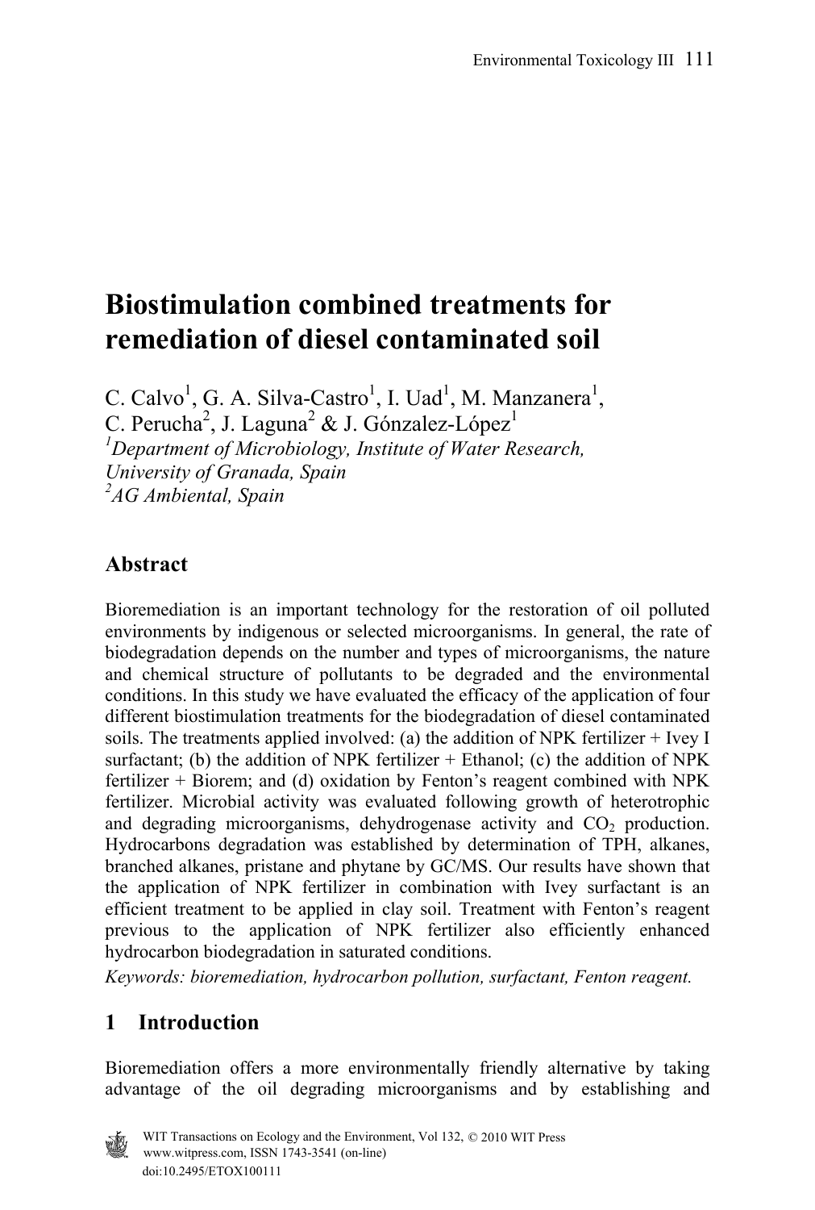# Biostimulation combined treatments for remediation of diesel contaminated soil

C. Calvo[1], G. A. Silva-Castro[1], I. Uad[1], M. Manzanera[1], C. Perucha[2], J. Laguna[2] & J. Gónzalez-López[1]

[1]*Department of Microbiology, Institute of Water Research, University of Granada, Spain*
[2]*AG Ambiental, Spain*

## Abstract

Bioremediation is an important technology for the restoration of oil polluted environments by indigenous or selected microorganisms. In general, the rate of biodegradation depends on the number and types of microorganisms, the nature and chemical structure of pollutants to be degraded and the environmental conditions. In this study we have evaluated the efficacy of the application of four different biostimulation treatments for the biodegradation of diesel contaminated soils. The treatments applied involved: (a) the addition of NPK fertilizer + Ivey I surfactant; (b) the addition of NPK fertilizer + Ethanol; (c) the addition of NPK fertilizer + Biorem; and (d) oxidation by Fenton's reagent combined with NPK fertilizer. Microbial activity was evaluated following growth of heterotrophic and degrading microorganisms, dehydrogenase activity and $CO_2$ production. Hydrocarbons degradation was established by determination of TPH, alkanes, branched alkanes, pristane and phytane by GC/MS. Our results have shown that the application of NPK fertilizer in combination with Ivey surfactant is an efficient treatment to be applied in clay soil. Treatment with Fenton's reagent previous to the application of NPK fertilizer also efficiently enhanced hydrocarbon biodegradation in saturated conditions.

*Keywords: bioremediation, hydrocarbon pollution, surfactant, Fenton reagent.*

## 1 Introduction

Bioremediation offers a more environmentally friendly alternative by taking advantage of the oil degrading microorganisms and by establishing and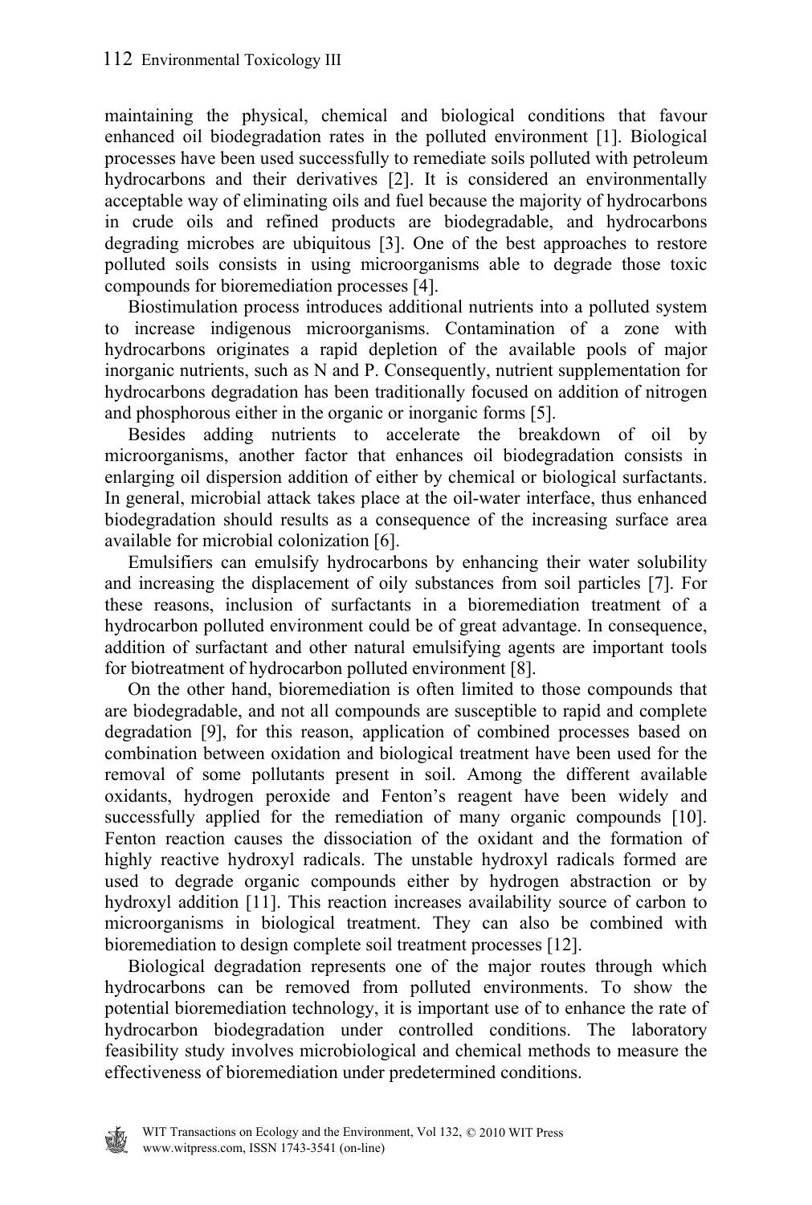maintaining the physical, chemical and biological conditions that favour enhanced oil biodegradation rates in the polluted environment [1]. Biological processes have been used successfully to remediate soils polluted with petroleum hydrocarbons and their derivatives [2]. It is considered an environmentally acceptable way of eliminating oils and fuel because the majority of hydrocarbons in crude oils and refined products are biodegradable, and hydrocarbons degrading microbes are ubiquitous [3]. One of the best approaches to restore polluted soils consists in using microorganisms able to degrade those toxic compounds for bioremediation processes [4].

Biostimulation process introduces additional nutrients into a polluted system to increase indigenous microorganisms. Contamination of a zone with hydrocarbons originates a rapid depletion of the available pools of major inorganic nutrients, such as N and P. Consequently, nutrient supplementation for hydrocarbons degradation has been traditionally focused on addition of nitrogen and phosphorous either in the organic or inorganic forms [5].

Besides adding nutrients to accelerate the breakdown of oil by microorganisms, another factor that enhances oil biodegradation consists in enlarging oil dispersion addition of either by chemical or biological surfactants. In general, microbial attack takes place at the oil-water interface, thus enhanced biodegradation should results as a consequence of the increasing surface area available for microbial colonization [6].

Emulsifiers can emulsify hydrocarbons by enhancing their water solubility and increasing the displacement of oily substances from soil particles [7]. For these reasons, inclusion of surfactants in a bioremediation treatment of a hydrocarbon polluted environment could be of great advantage. In consequence, addition of surfactant and other natural emulsifying agents are important tools for biotreatment of hydrocarbon polluted environment [8].

On the other hand, bioremediation is often limited to those compounds that are biodegradable, and not all compounds are susceptible to rapid and complete degradation [9], for this reason, application of combined processes based on combination between oxidation and biological treatment have been used for the removal of some pollutants present in soil. Among the different available oxidants, hydrogen peroxide and Fenton's reagent have been widely and successfully applied for the remediation of many organic compounds [10]. Fenton reaction causes the dissociation of the oxidant and the formation of highly reactive hydroxyl radicals. The unstable hydroxyl radicals formed are used to degrade organic compounds either by hydrogen abstraction or by hydroxyl addition [11]. This reaction increases availability source of carbon to microorganisms in biological treatment. They can also be combined with bioremediation to design complete soil treatment processes [12].

Biological degradation represents one of the major routes through which hydrocarbons can be removed from polluted environments. To show the potential bioremediation technology, it is important use of to enhance the rate of hydrocarbon biodegradation under controlled conditions. The laboratory feasibility study involves microbiological and chemical methods to measure the effectiveness of bioremediation under predetermined conditions.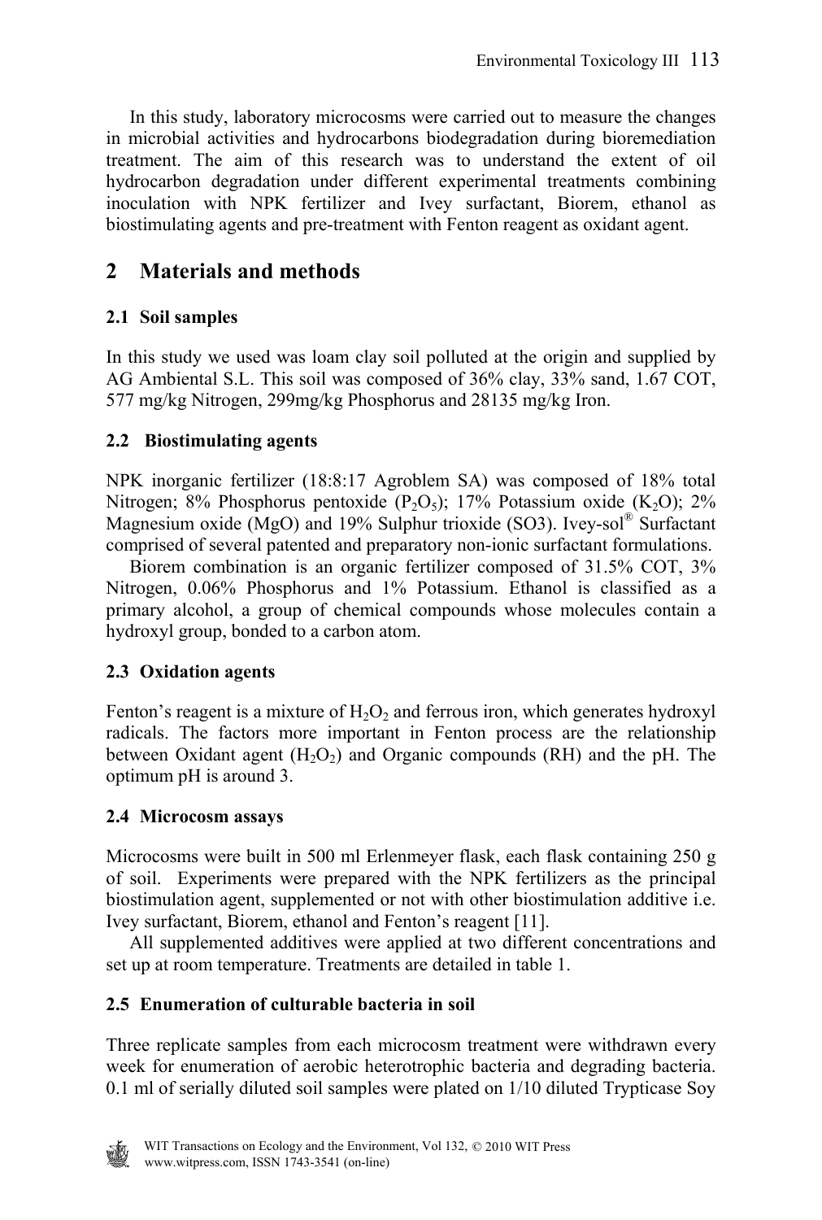In this study, laboratory microcosms were carried out to measure the changes in microbial activities and hydrocarbons biodegradation during bioremediation treatment. The aim of this research was to understand the extent of oil hydrocarbon degradation under different experimental treatments combining inoculation with NPK fertilizer and Ivey surfactant, Biorem, ethanol as biostimulating agents and pre-treatment with Fenton reagent as oxidant agent.

## 2 Materials and methods

### 2.1 Soil samples

In this study we used was loam clay soil polluted at the origin and supplied by AG Ambiental S.L. This soil was composed of 36% clay, 33% sand, 1.67 COT, 577 mg/kg Nitrogen, 299mg/kg Phosphorus and 28135 mg/kg Iron.

### 2.2 Biostimulating agents

NPK inorganic fertilizer (18:8:17 Agroblem SA) was composed of 18% total Nitrogen; 8% Phosphorus pentoxide ($P_2O_5$); 17% Potassium oxide ($K_2O$); 2% Magnesium oxide (MgO) and 19% Sulphur trioxide (SO3). Ivey-sol® Surfactant comprised of several patented and preparatory non-ionic surfactant formulations.

Biorem combination is an organic fertilizer composed of 31.5% COT, 3% Nitrogen, 0.06% Phosphorus and 1% Potassium. Ethanol is classified as a primary alcohol, a group of chemical compounds whose molecules contain a hydroxyl group, bonded to a carbon atom.

### 2.3 Oxidation agents

Fenton's reagent is a mixture of $H_2O_2$ and ferrous iron, which generates hydroxyl radicals. The factors more important in Fenton process are the relationship between Oxidant agent ($H_2O_2$) and Organic compounds (RH) and the pH. The optimum pH is around 3.

### 2.4 Microcosm assays

Microcosms were built in 500 ml Erlenmeyer flask, each flask containing 250 g of soil. Experiments were prepared with the NPK fertilizers as the principal biostimulation agent, supplemented or not with other biostimulation additive i.e. Ivey surfactant, Biorem, ethanol and Fenton's reagent [11].

All supplemented additives were applied at two different concentrations and set up at room temperature. Treatments are detailed in table 1.

### 2.5 Enumeration of culturable bacteria in soil

Three replicate samples from each microcosm treatment were withdrawn every week for enumeration of aerobic heterotrophic bacteria and degrading bacteria. 0.1 ml of serially diluted soil samples were plated on 1/10 diluted Trypticase Soy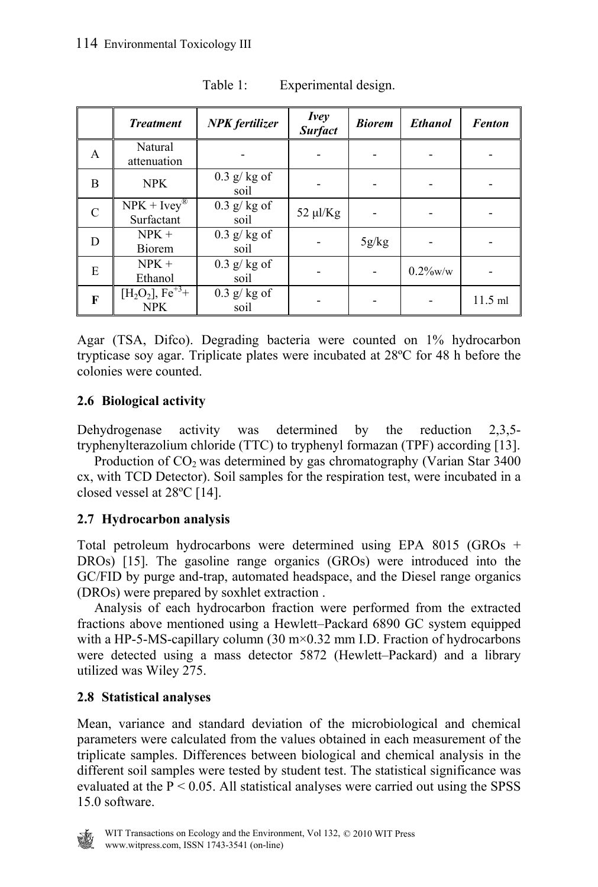Table 1: Experimental design.

| | *Treatment* | *NPK fertilizer* | *Ivey Surfact* | *Biorem* | *Ethanol* | *Fenton* |
|---|---|---|---|---|---|---|
| A | Natural attenuation | - | - | - | - | - |
| B | NPK | 0.3 g/ kg of soil | - | - | - | - |
| C | NPK + Ivey® Surfactant | 0.3 g/ kg of soil | 52 μl/Kg | - | - | - |
| D | NPK + Biorem | 0.3 g/ kg of soil | - | 5g/kg | - | - |
| E | NPK + Ethanol | 0.3 g/ kg of soil | - | - | 0.2%w/w | - |
| **F** | $[H_2O_2]$, $Fe^{+3}$+ NPK | 0.3 g/ kg of soil | - | - | - | 11.5 ml |

Agar (TSA, Difco). Degrading bacteria were counted on 1% hydrocarbon trypticase soy agar. Triplicate plates were incubated at 28ºC for 48 h before the colonies were counted.

### 2.6 Biological activity

Dehydrogenase activity was determined by the reduction 2,3,5-tryphenylterazolium chloride (TTC) to tryphenyl formazan (TPF) according [13].

Production of $CO_2$ was determined by gas chromatography (Varian Star 3400 cx, with TCD Detector). Soil samples for the respiration test, were incubated in a closed vessel at 28ºC [14].

### 2.7 Hydrocarbon analysis

Total petroleum hydrocarbons were determined using EPA 8015 (GROs + DROs) [15]. The gasoline range organics (GROs) were introduced into the GC/FID by purge and-trap, automated headspace, and the Diesel range organics (DROs) were prepared by soxhlet extraction .

Analysis of each hydrocarbon fraction were performed from the extracted fractions above mentioned using a Hewlett–Packard 6890 GC system equipped with a HP-5-MS-capillary column (30 m×0.32 mm I.D. Fraction of hydrocarbons were detected using a mass detector 5872 (Hewlett–Packard) and a library utilized was Wiley 275.

### 2.8 Statistical analyses

Mean, variance and standard deviation of the microbiological and chemical parameters were calculated from the values obtained in each measurement of the triplicate samples. Differences between biological and chemical analysis in the different soil samples were tested by student test. The statistical significance was evaluated at the $P < 0.05$. All statistical analyses were carried out using the SPSS 15.0 software.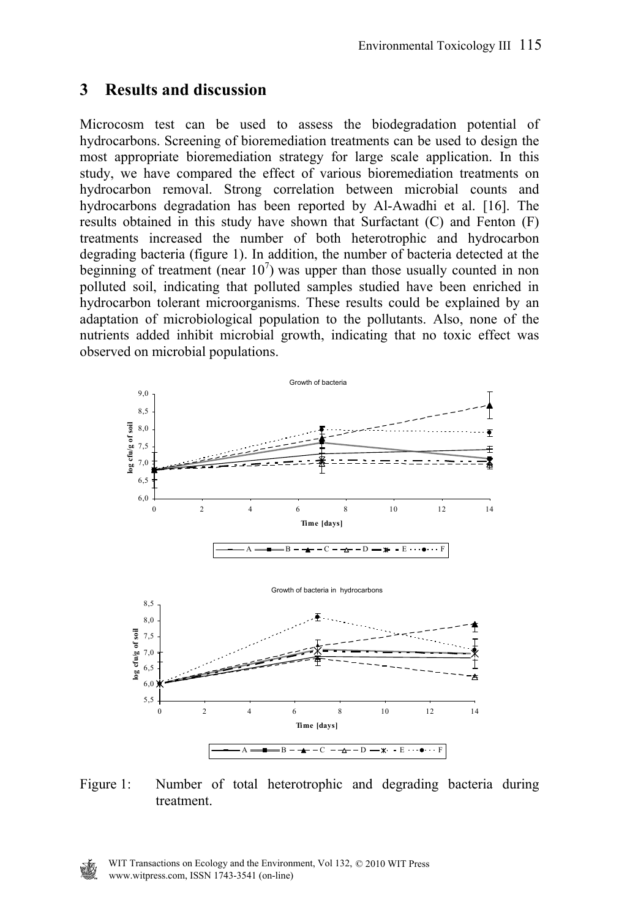## 3 Results and discussion

Microcosm test can be used to assess the biodegradation potential of hydrocarbons. Screening of bioremediation treatments can be used to design the most appropriate bioremediation strategy for large scale application. In this study, we have compared the effect of various bioremediation treatments on hydrocarbon removal. Strong correlation between microbial counts and hydrocarbons degradation has been reported by Al-Awadhi et al. [16]. The results obtained in this study have shown that Surfactant (C) and Fenton (F) treatments increased the number of both heterotrophic and hydrocarbon degrading bacteria (figure 1). In addition, the number of bacteria detected at the beginning of treatment (near $10^7$) was upper than those usually counted in non polluted soil, indicating that polluted samples studied have been enriched in hydrocarbon tolerant microorganisms. These results could be explained by an adaptation of microbiological population to the pollutants. Also, none of the nutrients added inhibit microbial growth, indicating that no toxic effect was observed on microbial populations.

Figure 1: Number of total heterotrophic and degrading bacteria during treatment.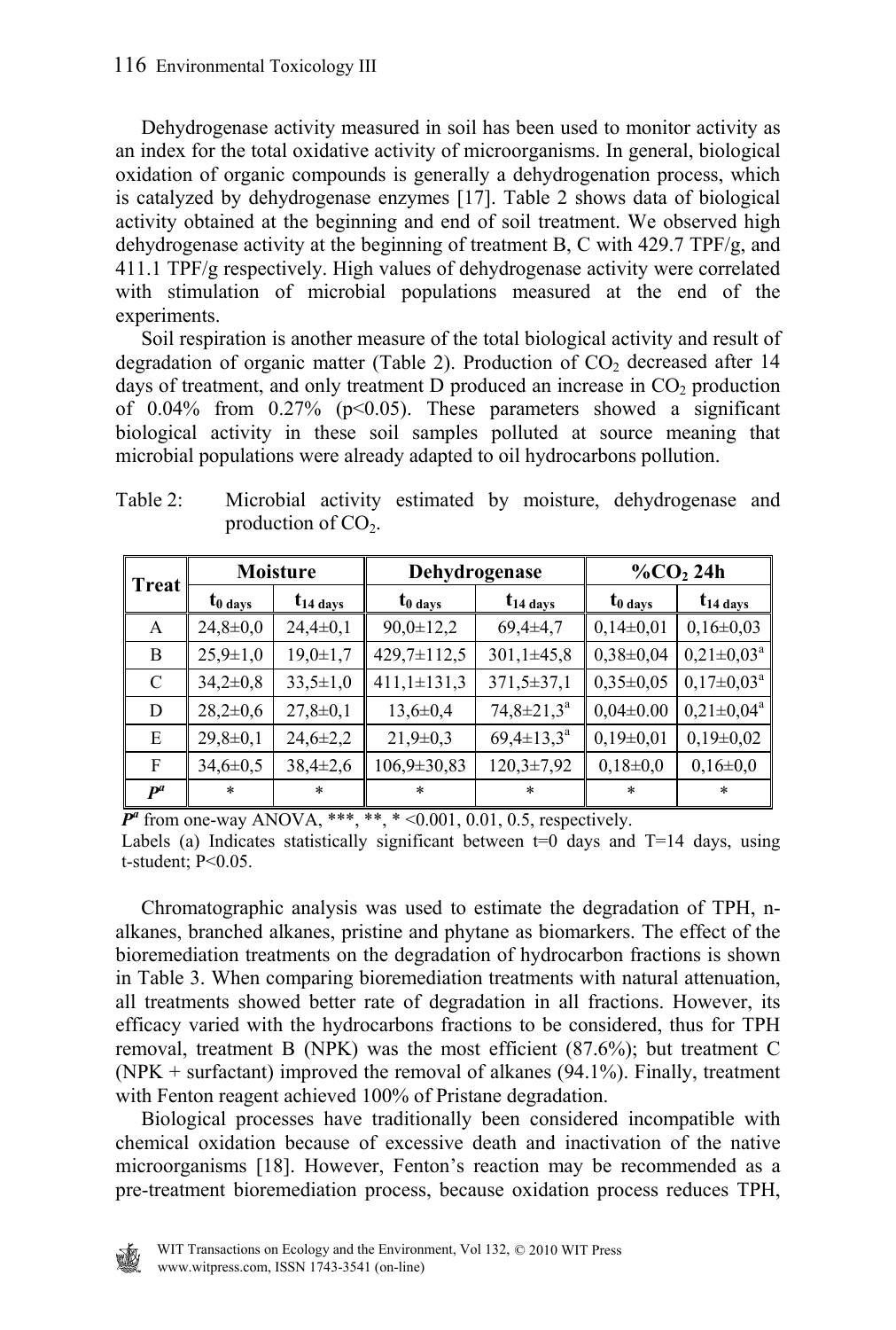Dehydrogenase activity measured in soil has been used to monitor activity as an index for the total oxidative activity of microorganisms. In general, biological oxidation of organic compounds is generally a dehydrogenation process, which is catalyzed by dehydrogenase enzymes [17]. Table 2 shows data of biological activity obtained at the beginning and end of soil treatment. We observed high dehydrogenase activity at the beginning of treatment B, C with 429.7 TPF/g, and 411.1 TPF/g respectively. High values of dehydrogenase activity were correlated with stimulation of microbial populations measured at the end of the experiments.

Soil respiration is another measure of the total biological activity and result of degradation of organic matter (Table 2). Production of $CO_2$ decreased after 14 days of treatment, and only treatment D produced an increase in $CO_2$ production of 0.04% from 0.27% ($p<0.05$). These parameters showed a significant biological activity in these soil samples polluted at source meaning that microbial populations were already adapted to oil hydrocarbons pollution.

Table 2: Microbial activity estimated by moisture, dehydrogenase and production of $CO_2$.

| Treat | Moisture | | Dehydrogenase | | %$CO_2$ 24h | |
|---|---|---|---|---|---|---|
| | $t_{0\ days}$ | $t_{14\ days}$ | $t_{0\ days}$ | $t_{14\ days}$ | $t_{0\ days}$ | $t_{14\ days}$ |
| A | 24,8±0,0 | 24,4±0,1 | 90,0±12,2 | 69,4±4,7 | 0,14±0,01 | 0,16±0,03 |
| B | 25,9±1,0 | 19,0±1,7 | 429,7±112,5 | 301,1±45,8 | 0,38±0,04 | 0,21±0,03[a] |
| C | 34,2±0,8 | 33,5±1,0 | 411,1±131,3 | 371,5±37,1 | 0,35±0,05 | 0,17±0,03[a] |
| D | 28,2±0,6 | 27,8±0,1 | 13,6±0,4 | 74,8±21,3[a] | 0,04±0.00 | 0,21±0,04[a] |
| E | 29,8±0,1 | 24,6±2,2 | 21,9±0,3 | 69,4±13,3[a] | 0,19±0,01 | 0,19±0,02 |
| F | 34,6±0,5 | 38,4±2,6 | 106,9±30,83 | 120,3±7,92 | 0,18±0,0 | 0,16±0,0 |
| $P^a$ | * | * | * | * | * | * |

$P^a$ from one-way ANOVA, ***, **, * <0.001, 0.01, 0.5, respectively.
Labels (a) Indicates statistically significant between t=0 days and T=14 days, using t-student; P<0.05.

Chromatographic analysis was used to estimate the degradation of TPH, n-alkanes, branched alkanes, pristine and phytane as biomarkers. The effect of the bioremediation treatments on the degradation of hydrocarbon fractions is shown in Table 3. When comparing bioremediation treatments with natural attenuation, all treatments showed better rate of degradation in all fractions. However, its efficacy varied with the hydrocarbons fractions to be considered, thus for TPH removal, treatment B (NPK) was the most efficient (87.6%); but treatment C (NPK + surfactant) improved the removal of alkanes (94.1%). Finally, treatment with Fenton reagent achieved 100% of Pristane degradation.

Biological processes have traditionally been considered incompatible with chemical oxidation because of excessive death and inactivation of the native microorganisms [18]. However, Fenton's reaction may be recommended as a pre-treatment bioremediation process, because oxidation process reduces TPH,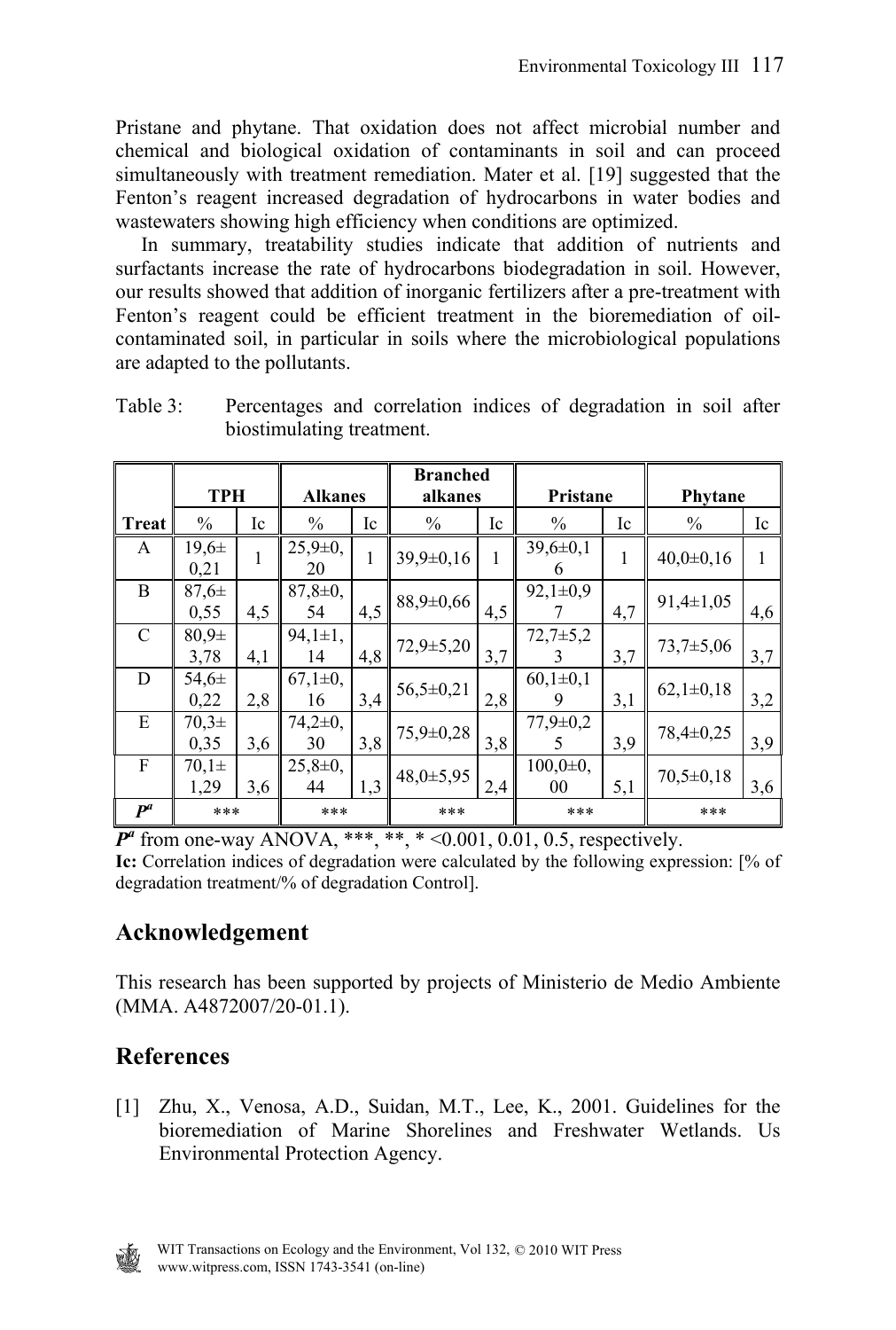Pristane and phytane. That oxidation does not affect microbial number and chemical and biological oxidation of contaminants in soil and can proceed simultaneously with treatment remediation. Mater et al. [19] suggested that the Fenton's reagent increased degradation of hydrocarbons in water bodies and wastewaters showing high efficiency when conditions are optimized.

In summary, treatability studies indicate that addition of nutrients and surfactants increase the rate of hydrocarbons biodegradation in soil. However, our results showed that addition of inorganic fertilizers after a pre-treatment with Fenton's reagent could be efficient treatment in the bioremediation of oil-contaminated soil, in particular in soils where the microbiological populations are adapted to the pollutants.

Table 3: Percentages and correlation indices of degradation in soil after biostimulating treatment.

| | TPH | | Alkanes | | Branched alkanes | | Pristane | | Phytane | |
|---|---|---|---|---|---|---|---|---|---|---|
| Treat | % | Ic | % | Ic | % | Ic | % | Ic | % | Ic |
| A | 19,6±0,21 | 1 | 25,9±0,20 | 1 | 39,9±0,16 | 1 | 39,6±0,16 | 1 | 40,0±0,16 | 1 |
| B | 87,6±0,55 | 4,5 | 87,8±0,54 | 4,5 | 88,9±0,66 | 4,5 | 92,1±0,97 | 4,7 | 91,4±1,05 | 4,6 |
| C | 80,9±3,78 | 4,1 | 94,1±1,14 | 4,8 | 72,9±5,20 | 3,7 | 72,7±5,23 | 3,7 | 73,7±5,06 | 3,7 |
| D | 54,6±0,22 | 2,8 | 67,1±0,16 | 3,4 | 56,5±0,21 | 2,8 | 60,1±0,19 | 3,1 | 62,1±0,18 | 3,2 |
| E | 70,3±0,35 | 3,6 | 74,2±0,30 | 3,8 | 75,9±0,28 | 3,8 | 77,9±0,25 | 3,9 | 78,4±0,25 | 3,9 |
| F | 70,1±1,29 | 3,6 | 25,8±0,44 | 1,3 | 48,0±5,95 | 2,4 | 100,0±0,00 | 5,1 | 70,5±0,18 | 3,6 |
| ***P***[a] | *** | | *** | | *** | | *** | | *** | |

***P***[a] from one-way ANOVA, ***, **, * <0.001, 0.01, 0.5, respectively.

**Ic:** Correlation indices of degradation were calculated by the following expression: [% of degradation treatment/% of degradation Control].

## Acknowledgement

This research has been supported by projects of Ministerio de Medio Ambiente (MMA. A4872007/20-01.1).

## References

[1] Zhu, X., Venosa, A.D., Suidan, M.T., Lee, K., 2001. Guidelines for the bioremediation of Marine Shorelines and Freshwater Wetlands. Us Environmental Protection Agency.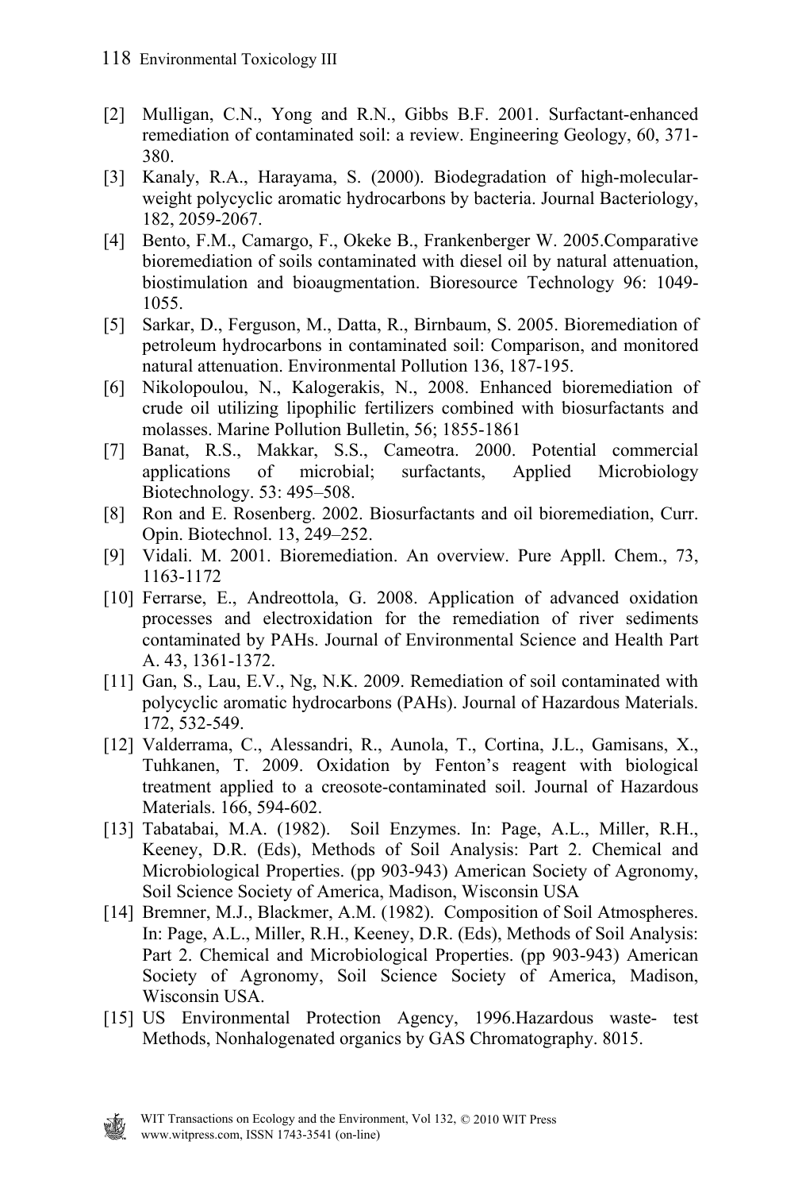[2] Mulligan, C.N., Yong and R.N., Gibbs B.F. 2001. Surfactant-enhanced remediation of contaminated soil: a review. Engineering Geology, 60, 371-380.

[3] Kanaly, R.A., Harayama, S. (2000). Biodegradation of high-molecular-weight polycyclic aromatic hydrocarbons by bacteria. Journal Bacteriology, 182, 2059-2067.

[4] Bento, F.M., Camargo, F., Okeke B., Frankenberger W. 2005.Comparative bioremediation of soils contaminated with diesel oil by natural attenuation, biostimulation and bioaugmentation. Bioresource Technology 96: 1049-1055.

[5] Sarkar, D., Ferguson, M., Datta, R., Birnbaum, S. 2005. Bioremediation of petroleum hydrocarbons in contaminated soil: Comparison, and monitored natural attenuation. Environmental Pollution 136, 187-195.

[6] Nikolopoulou, N., Kalogerakis, N., 2008. Enhanced bioremediation of crude oil utilizing lipophilic fertilizers combined with biosurfactants and molasses. Marine Pollution Bulletin, 56; 1855-1861

[7] Banat, R.S., Makkar, S.S., Cameotra. 2000. Potential commercial applications of microbial; surfactants, Applied Microbiology Biotechnology. 53: 495–508.

[8] Ron and E. Rosenberg. 2002. Biosurfactants and oil bioremediation, Curr. Opin. Biotechnol. 13, 249–252.

[9] Vidali. M. 2001. Bioremediation. An overview. Pure Appll. Chem., 73, 1163-1172

[10] Ferrarse, E., Andreottola, G. 2008. Application of advanced oxidation processes and electroxidation for the remediation of river sediments contaminated by PAHs. Journal of Environmental Science and Health Part A. 43, 1361-1372.

[11] Gan, S., Lau, E.V., Ng, N.K. 2009. Remediation of soil contaminated with polycyclic aromatic hydrocarbons (PAHs). Journal of Hazardous Materials. 172, 532-549.

[12] Valderrama, C., Alessandri, R., Aunola, T., Cortina, J.L., Gamisans, X., Tuhkanen, T. 2009. Oxidation by Fenton's reagent with biological treatment applied to a creosote-contaminated soil. Journal of Hazardous Materials. 166, 594-602.

[13] Tabatabai, M.A. (1982). Soil Enzymes. In: Page, A.L., Miller, R.H., Keeney, D.R. (Eds), Methods of Soil Analysis: Part 2. Chemical and Microbiological Properties. (pp 903-943) American Society of Agronomy, Soil Science Society of America, Madison, Wisconsin USA

[14] Bremner, M.J., Blackmer, A.M. (1982). Composition of Soil Atmospheres. In: Page, A.L., Miller, R.H., Keeney, D.R. (Eds), Methods of Soil Analysis: Part 2. Chemical and Microbiological Properties. (pp 903-943) American Society of Agronomy, Soil Science Society of America, Madison, Wisconsin USA.

[15] US Environmental Protection Agency, 1996.Hazardous waste- test Methods, Nonhalogenated organics by GAS Chromatography. 8015.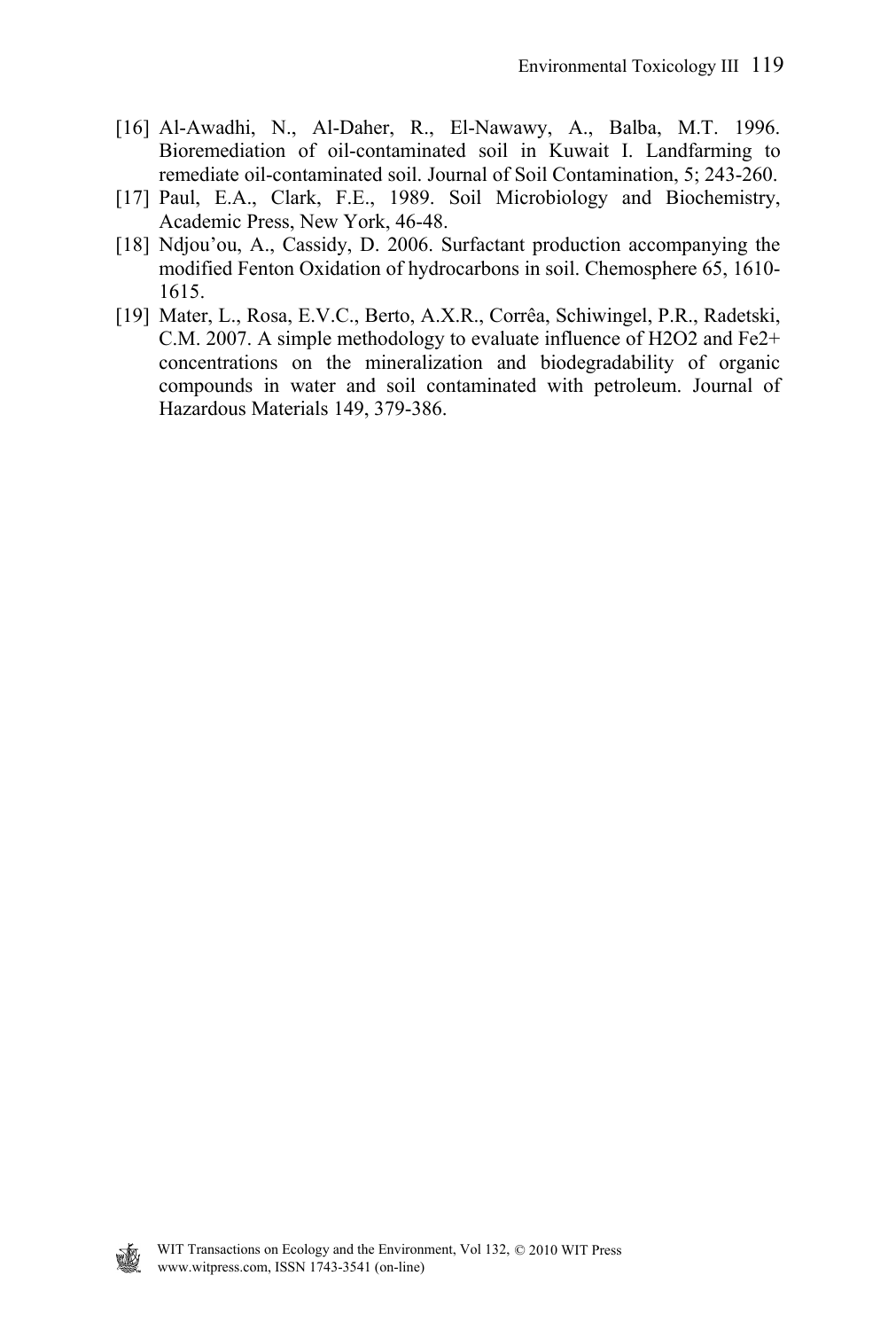[16] Al-Awadhi, N., Al-Daher, R., El-Nawawy, A., Balba, M.T. 1996. Bioremediation of oil-contaminated soil in Kuwait I. Landfarming to remediate oil-contaminated soil. Journal of Soil Contamination, 5; 243-260.

[17] Paul, E.A., Clark, F.E., 1989. Soil Microbiology and Biochemistry, Academic Press, New York, 46-48.

[18] Ndjou'ou, A., Cassidy, D. 2006. Surfactant production accompanying the modified Fenton Oxidation of hydrocarbons in soil. Chemosphere 65, 1610-1615.

[19] Mater, L., Rosa, E.V.C., Berto, A.X.R., Corrêa, Schiwingel, P.R., Radetski, C.M. 2007. A simple methodology to evaluate influence of H2O2 and Fe2+ concentrations on the mineralization and biodegradability of organic compounds in water and soil contaminated with petroleum. Journal of Hazardous Materials 149, 379-386.